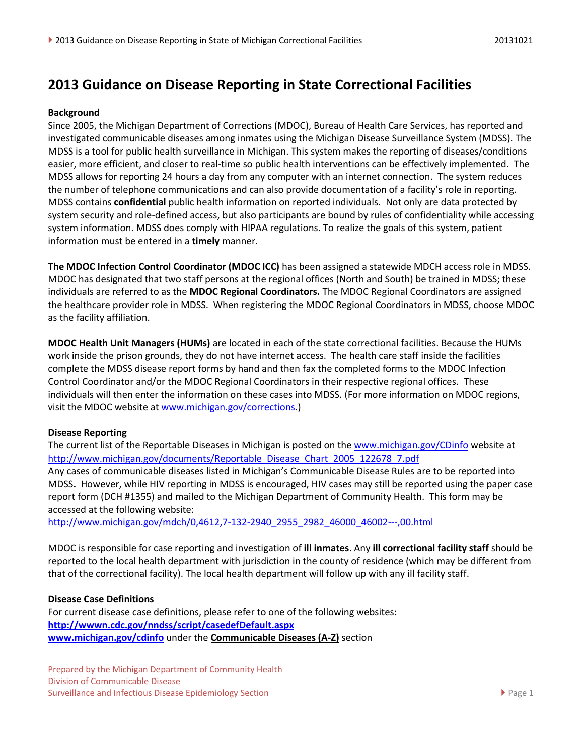# 2013 Guidance on Disease Reporting in State Correctional Facilities

**Background**

Since 2005, the Michigan Department of Corrections (MDOC), Bureau of Health Care Services, has reported and investigated communicable diseases among inmates using the Michigan Disease Surveillance System (MDSS). The MDSS is a tool for public health surveillance in Michigan. This system makes the reporting of diseases/conditions easier, more efficient, and closer to real-time so public health interventions can be effectively implemented. The MDSS allows for reporting 24 hours a day from any computer with an internet connection. The system reduces the number of telephone communications and can also provide documentation of a facility's role in reporting. MDSS contains **confidential** public health information on reported individuals. Not only are data protected by system security and role-defined access, but also participants are bound by rules of confidentiality while accessing system information. MDSS does comply with HIPAA regulations. To realize the goals of this system, patient information must be entered in a **timely** manner.

**The MDOC Infection Control Coordinator (MDOC ICC)** has been assigned a statewide MDCH access role in MDSS. MDOC has designated that two staff persons at the regional offices (North and South) be trained in MDSS; these individuals are referred to as the **MDOC Regional Coordinators.** The MDOC Regional Coordinators are assigned the healthcare provider role in MDSS. When registering the MDOC Regional Coordinators in MDSS, choose MDOC as the facility affiliation.

**MDOC Health Unit Managers (HUMs)** are located in each of the state correctional facilities. Because the HUMs work inside the prison grounds, they do not have internet access. The health care staff inside the facilities complete the MDSS disease report forms by hand and then fax the completed forms to the MDOC Infection Control Coordinator and/or the MDOC Regional Coordinators in their respective regional offices. These individuals will then enter the information on these cases into MDSS. (For more information on MDOC regions, visit the MDOC website at www.michigan.gov/corrections.)

**Disease Reporting**

The current list of the Reportable Diseases in Michigan is posted on the www.michigan.gov/CDinfo website at http://www.michigan.gov/documents/Reportable_Disease_Chart_2005_122678_7.pdf

Any cases of communicable diseases listed in Michigan's Communicable Disease Rules are to be reported into MDSS**.** However, while HIV reporting in MDSS is encouraged, HIV cases may still be reported using the paper case report form (DCH #1355) and mailed to the Michigan Department of Community Health. This form may be accessed at the following website:

http://www.michigan.gov/mdch/0,4612,7-132-2940_2955_2982_46000_46002---,00.html

MDOC is responsible for case reporting and investigation of **ill inmates**. Any **ill correctional facility staff** should be reported to the local health department with jurisdiction in the county of residence (which may be different from that of the correctional facility). The local health department will follow up with any ill facility staff.

**Disease Case Definitions**

For current disease case definitions, please refer to one of the following websites:

**http://wwwn.cdc.gov/nndss/script/casedefDefault.aspx**

**www.michigan.gov/cdinfo** under the **Communicable Diseases (A-Z)** section

Prepared by the Michigan Department of Community Health
Division of Communicable Disease
Surveillance and Infectious Disease Epidemiology Section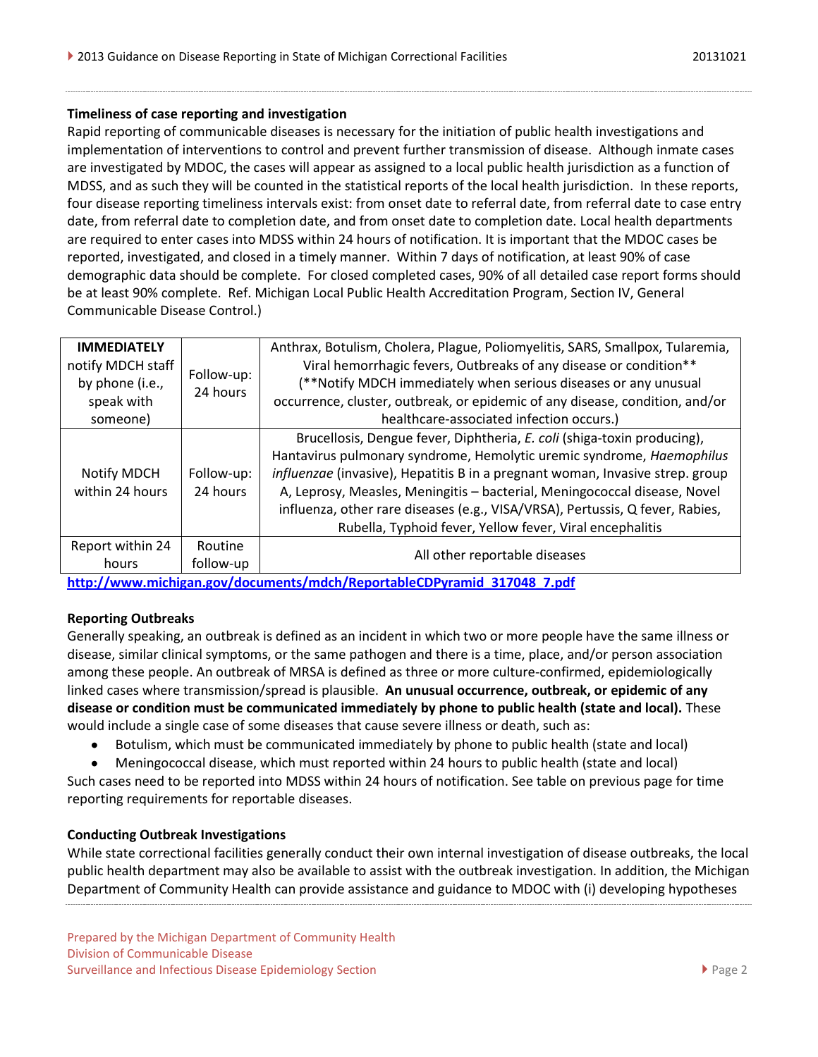### Timeliness of case reporting and investigation

Rapid reporting of communicable diseases is necessary for the initiation of public health investigations and implementation of interventions to control and prevent further transmission of disease. Although inmate cases are investigated by MDOC, the cases will appear as assigned to a local public health jurisdiction as a function of MDSS, and as such they will be counted in the statistical reports of the local health jurisdiction. In these reports, four disease reporting timeliness intervals exist: from onset date to referral date, from referral date to case entry date, from referral date to completion date, and from onset date to completion date. Local health departments are required to enter cases into MDSS within 24 hours of notification. It is important that the MDOC cases be reported, investigated, and closed in a timely manner. Within 7 days of notification, at least 90% of case demographic data should be complete. For closed completed cases, 90% of all detailed case report forms should be at least 90% complete. Ref. Michigan Local Public Health Accreditation Program, Section IV, General Communicable Disease Control.)

| | | |
|---|---|---|
| **IMMEDIATELY** notify MDCH staff by phone (i.e., speak with someone) | Follow-up: 24 hours | Anthrax, Botulism, Cholera, Plague, Poliomyelitis, SARS, Smallpox, Tularemia, Viral hemorrhagic fevers, Outbreaks of any disease or condition** (**Notify MDCH immediately when serious diseases or any unusual occurrence, cluster, outbreak, or epidemic of any disease, condition, and/or healthcare-associated infection occurs.) |
| Notify MDCH within 24 hours | Follow-up: 24 hours | Brucellosis, Dengue fever, Diphtheria, *E. coli* (shiga-toxin producing), Hantavirus pulmonary syndrome, Hemolytic uremic syndrome, *Haemophilus influenzae* (invasive), Hepatitis B in a pregnant woman, Invasive strep. group A, Leprosy, Measles, Meningitis – bacterial, Meningococcal disease, Novel influenza, other rare diseases (e.g., VISA/VRSA), Pertussis, Q fever, Rabies, Rubella, Typhoid fever, Yellow fever, Viral encephalitis |
| Report within 24 hours | Routine follow-up | All other reportable diseases |

http://www.michigan.gov/documents/mdch/ReportableCDPyramid_317048_7.pdf

### Reporting Outbreaks

Generally speaking, an outbreak is defined as an incident in which two or more people have the same illness or disease, similar clinical symptoms, or the same pathogen and there is a time, place, and/or person association among these people. An outbreak of MRSA is defined as three or more culture-confirmed, epidemiologically linked cases where transmission/spread is plausible. **An unusual occurrence, outbreak, or epidemic of any disease or condition must be communicated immediately by phone to public health (state and local).** These would include a single case of some diseases that cause severe illness or death, such as:

- Botulism, which must be communicated immediately by phone to public health (state and local)
- Meningococcal disease, which must reported within 24 hours to public health (state and local)

Such cases need to be reported into MDSS within 24 hours of notification. See table on previous page for time reporting requirements for reportable diseases.

### Conducting Outbreak Investigations

While state correctional facilities generally conduct their own internal investigation of disease outbreaks, the local public health department may also be available to assist with the outbreak investigation. In addition, the Michigan Department of Community Health can provide assistance and guidance to MDOC with (i) developing hypotheses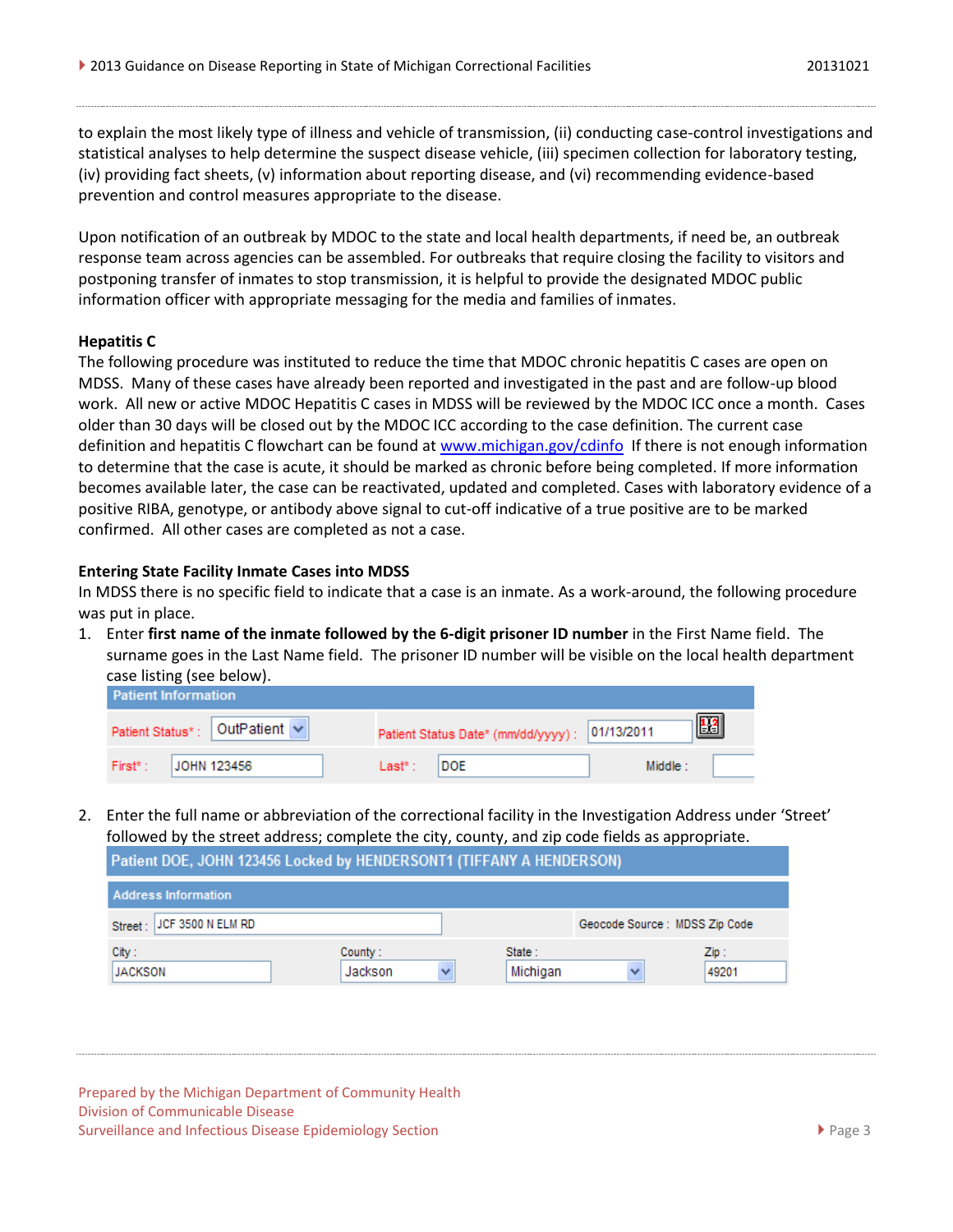to explain the most likely type of illness and vehicle of transmission, (ii) conducting case-control investigations and statistical analyses to help determine the suspect disease vehicle, (iii) specimen collection for laboratory testing, (iv) providing fact sheets, (v) information about reporting disease, and (vi) recommending evidence-based prevention and control measures appropriate to the disease.

Upon notification of an outbreak by MDOC to the state and local health departments, if need be, an outbreak response team across agencies can be assembled. For outbreaks that require closing the facility to visitors and postponing transfer of inmates to stop transmission, it is helpful to provide the designated MDOC public information officer with appropriate messaging for the media and families of inmates.

**Hepatitis C**

The following procedure was instituted to reduce the time that MDOC chronic hepatitis C cases are open on MDSS. Many of these cases have already been reported and investigated in the past and are follow-up blood work. All new or active MDOC Hepatitis C cases in MDSS will be reviewed by the MDOC ICC once a month. Cases older than 30 days will be closed out by the MDOC ICC according to the case definition. The current case definition and hepatitis C flowchart can be found at [www.michigan.gov/cdinfo](http://www.michigan.gov/cdinfo) If there is not enough information to determine that the case is acute, it should be marked as chronic before being completed. If more information becomes available later, the case can be reactivated, updated and completed. Cases with laboratory evidence of a positive RIBA, genotype, or antibody above signal to cut-off indicative of a true positive are to be marked confirmed. All other cases are completed as not a case.

**Entering State Facility Inmate Cases into MDSS**

In MDSS there is no specific field to indicate that a case is an inmate. As a work-around, the following procedure was put in place.

1. Enter **first name of the inmate followed by the 6-digit prisoner ID number** in the First Name field. The surname goes in the Last Name field. The prisoner ID number will be visible on the local health department case listing (see below).

   **Patient Information**

   | | | | | | |
   |---|---|---|---|---|---|
   | Patient Status* : | OutPatient | Patient Status Date* (mm/dd/yyyy) : | 01/13/2011 | | |
   | First* : | JOHN 123456 | Last* : | DOE | Middle : | |

2. Enter the full name or abbreviation of the correctional facility in the Investigation Address under 'Street' followed by the street address; complete the city, county, and zip code fields as appropriate.

   **Patient DOE, JOHN 123456 Locked by HENDERSONT1 (TIFFANY A HENDERSON)**

   **Address Information**

   | | | | |
   |---|---|---|---|
   | Street : JCF 3500 N ELM RD | | Geocode Source : MDSS Zip Code | |
   | City : JACKSON | County : Jackson | State : Michigan | Zip : 49201 |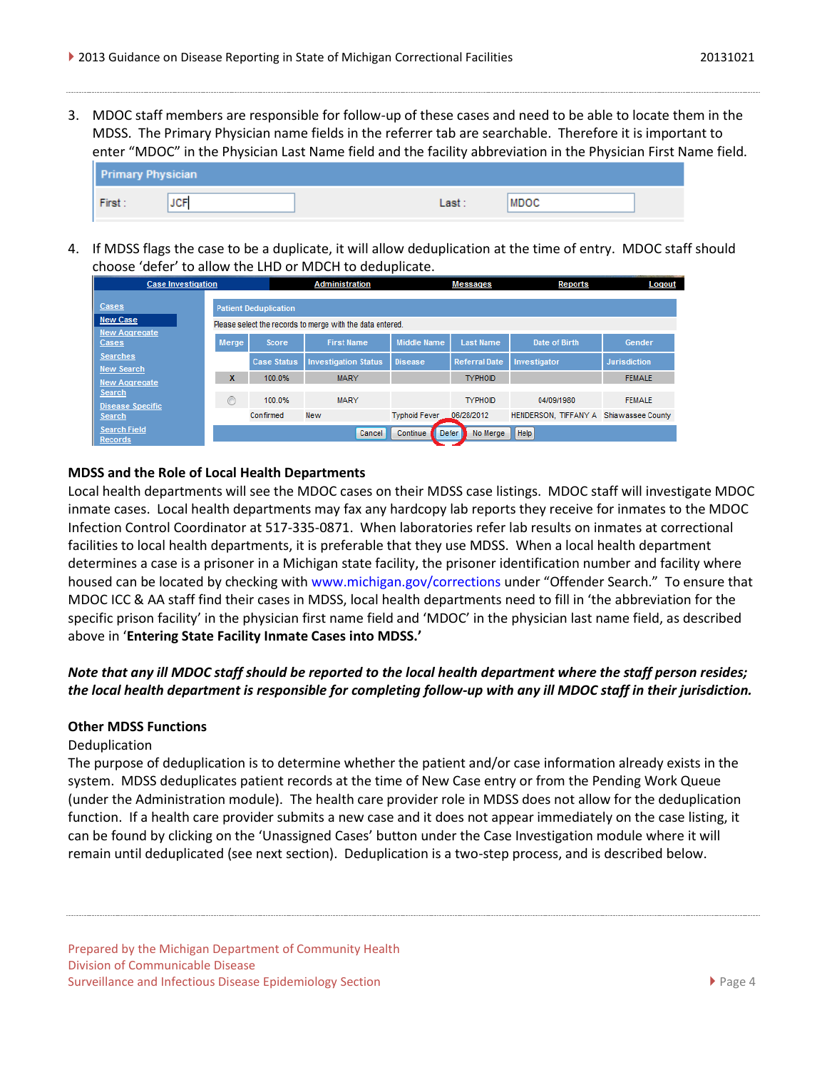3. MDOC staff members are responsible for follow-up of these cases and need to be able to locate them in the MDSS. The Primary Physician name fields in the referrer tab are searchable. Therefore it is important to enter "MDOC" in the Physician Last Name field and the facility abbreviation in the Physician First Name field.

4. If MDSS flags the case to be a duplicate, it will allow deduplication at the time of entry. MDOC staff should choose 'defer' to allow the LHD or MDCH to deduplicate.

### MDSS and the Role of Local Health Departments

Local health departments will see the MDOC cases on their MDSS case listings. MDOC staff will investigate MDOC inmate cases. Local health departments may fax any hardcopy lab reports they receive for inmates to the MDOC Infection Control Coordinator at 517-335-0871. When laboratories refer lab results on inmates at correctional facilities to local health departments, it is preferable that they use MDSS. When a local health department determines a case is a prisoner in a Michigan state facility, the prisoner identification number and facility where housed can be located by checking with www.michigan.gov/corrections under "Offender Search." To ensure that MDOC ICC & AA staff find their cases in MDSS, local health departments need to fill in 'the abbreviation for the specific prison facility' in the physician first name field and 'MDOC' in the physician last name field, as described above in '**Entering State Facility Inmate Cases into MDSS.**'

***Note that any ill MDOC staff should be reported to the local health department where the staff person resides; the local health department is responsible for completing follow-up with any ill MDOC staff in their jurisdiction.***

### Other MDSS Functions

Deduplication

The purpose of deduplication is to determine whether the patient and/or case information already exists in the system. MDSS deduplicates patient records at the time of New Case entry or from the Pending Work Queue (under the Administration module). The health care provider role in MDSS does not allow for the deduplication function. If a health care provider submits a new case and it does not appear immediately on the case listing, it can be found by clicking on the 'Unassigned Cases' button under the Case Investigation module where it will remain until deduplicated (see next section). Deduplication is a two-step process, and is described below.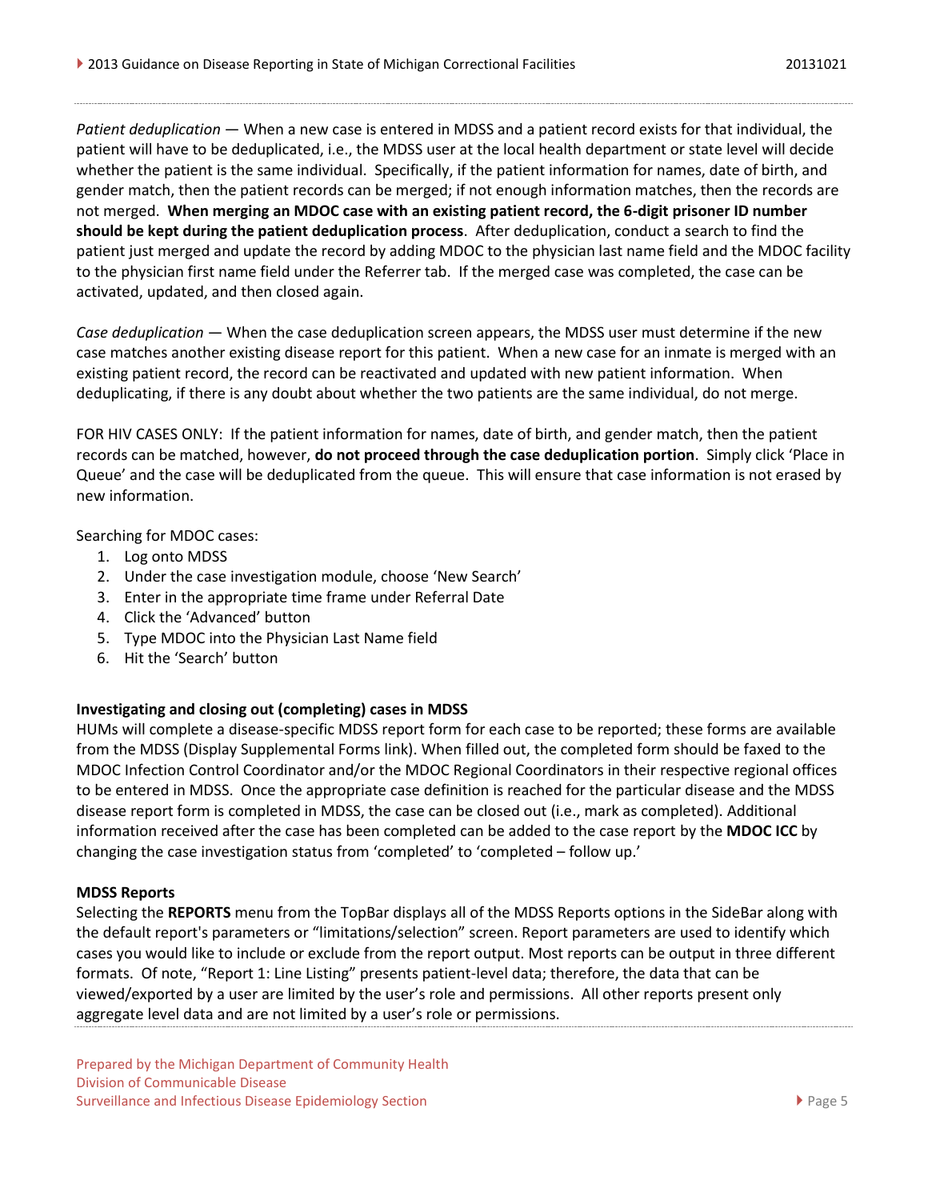*Patient deduplication* — When a new case is entered in MDSS and a patient record exists for that individual, the patient will have to be deduplicated, i.e., the MDSS user at the local health department or state level will decide whether the patient is the same individual. Specifically, if the patient information for names, date of birth, and gender match, then the patient records can be merged; if not enough information matches, then the records are not merged. **When merging an MDOC case with an existing patient record, the 6-digit prisoner ID number should be kept during the patient deduplication process**. After deduplication, conduct a search to find the patient just merged and update the record by adding MDOC to the physician last name field and the MDOC facility to the physician first name field under the Referrer tab. If the merged case was completed, the case can be activated, updated, and then closed again.

*Case deduplication* — When the case deduplication screen appears, the MDSS user must determine if the new case matches another existing disease report for this patient. When a new case for an inmate is merged with an existing patient record, the record can be reactivated and updated with new patient information. When deduplicating, if there is any doubt about whether the two patients are the same individual, do not merge.

FOR HIV CASES ONLY: If the patient information for names, date of birth, and gender match, then the patient records can be matched, however, **do not proceed through the case deduplication portion**. Simply click 'Place in Queue' and the case will be deduplicated from the queue. This will ensure that case information is not erased by new information.

Searching for MDOC cases:

1. Log onto MDSS
2. Under the case investigation module, choose 'New Search'
3. Enter in the appropriate time frame under Referral Date
4. Click the 'Advanced' button
5. Type MDOC into the Physician Last Name field
6. Hit the 'Search' button

**Investigating and closing out (completing) cases in MDSS**

HUMs will complete a disease-specific MDSS report form for each case to be reported; these forms are available from the MDSS (Display Supplemental Forms link). When filled out, the completed form should be faxed to the MDOC Infection Control Coordinator and/or the MDOC Regional Coordinators in their respective regional offices to be entered in MDSS. Once the appropriate case definition is reached for the particular disease and the MDSS disease report form is completed in MDSS, the case can be closed out (i.e., mark as completed). Additional information received after the case has been completed can be added to the case report by the **MDOC ICC** by changing the case investigation status from 'completed' to 'completed – follow up.'

**MDSS Reports**

Selecting the **REPORTS** menu from the TopBar displays all of the MDSS Reports options in the SideBar along with the default report's parameters or "limitations/selection" screen. Report parameters are used to identify which cases you would like to include or exclude from the report output. Most reports can be output in three different formats. Of note, "Report 1: Line Listing" presents patient-level data; therefore, the data that can be viewed/exported by a user are limited by the user's role and permissions. All other reports present only aggregate level data and are not limited by a user's role or permissions.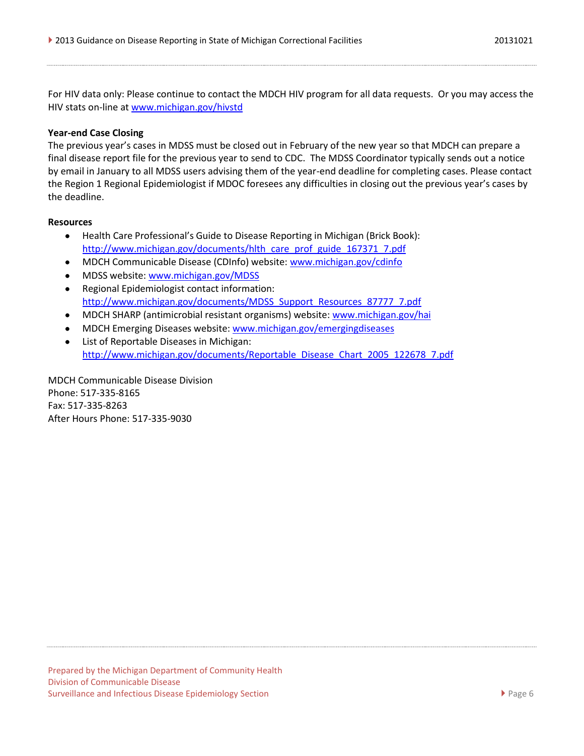For HIV data only: Please continue to contact the MDCH HIV program for all data requests. Or you may access the HIV stats on-line at www.michigan.gov/hivstd

**Year-end Case Closing**

The previous year's cases in MDSS must be closed out in February of the new year so that MDCH can prepare a final disease report file for the previous year to send to CDC. The MDSS Coordinator typically sends out a notice by email in January to all MDSS users advising them of the year-end deadline for completing cases. Please contact the Region 1 Regional Epidemiologist if MDOC foresees any difficulties in closing out the previous year's cases by the deadline.

**Resources**

- Health Care Professional's Guide to Disease Reporting in Michigan (Brick Book): http://www.michigan.gov/documents/hlth_care_prof_guide_167371_7.pdf
- MDCH Communicable Disease (CDInfo) website: www.michigan.gov/cdinfo
- MDSS website: www.michigan.gov/MDSS
- Regional Epidemiologist contact information: http://www.michigan.gov/documents/MDSS_Support_Resources_87777_7.pdf
- MDCH SHARP (antimicrobial resistant organisms) website: www.michigan.gov/hai
- MDCH Emerging Diseases website: www.michigan.gov/emergingdiseases
- List of Reportable Diseases in Michigan: http://www.michigan.gov/documents/Reportable_Disease_Chart_2005_122678_7.pdf

MDCH Communicable Disease Division
Phone: 517-335-8165
Fax: 517-335-8263
After Hours Phone: 517-335-9030

Prepared by the Michigan Department of Community Health
Division of Communicable Disease
Surveillance and Infectious Disease Epidemiology Section